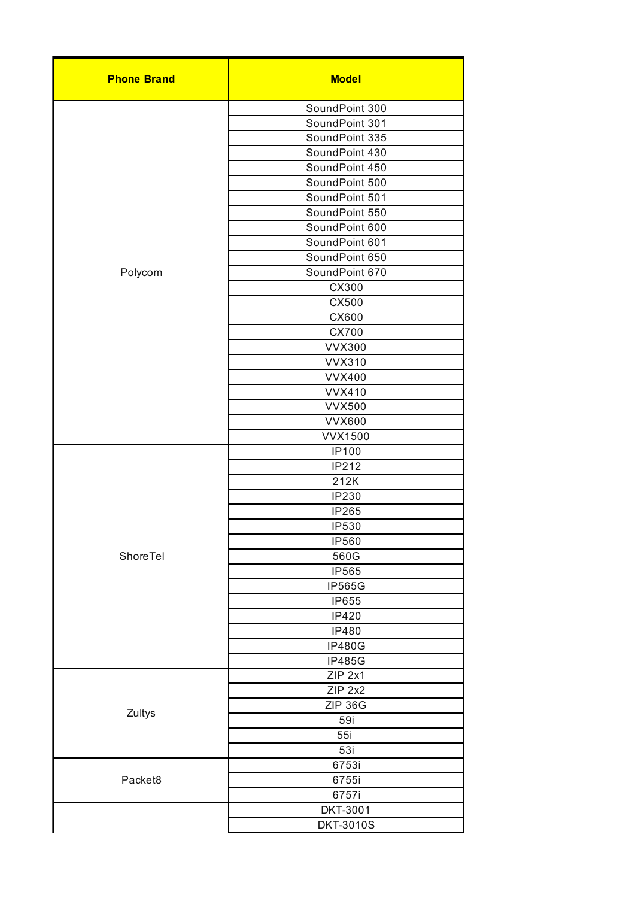| Phone Brand | Model |
|---|---|
| Polycom | SoundPoint 300 |
| | SoundPoint 301 |
| | SoundPoint 335 |
| | SoundPoint 430 |
| | SoundPoint 450 |
| | SoundPoint 500 |
| | SoundPoint 501 |
| | SoundPoint 550 |
| | SoundPoint 600 |
| | SoundPoint 601 |
| | SoundPoint 650 |
| | SoundPoint 670 |
| | CX300 |
| | CX500 |
| | CX600 |
| | CX700 |
| | VVX300 |
| | VVX310 |
| | VVX400 |
| | VVX410 |
| | VVX500 |
| | VVX600 |
| | VVX1500 |
| ShoreTel | IP100 |
| | IP212 |
| | 212K |
| | IP230 |
| | IP265 |
| | IP530 |
| | IP560 |
| | 560G |
| | IP565 |
| | IP565G |
| | IP655 |
| | IP420 |
| | IP480 |
| | IP480G |
| | IP485G |
| Zultys | ZIP 2x1 |
| | ZIP 2x2 |
| | ZIP 36G |
| | 59i |
| | 55i |
| | 53i |
| Packet8 | 6753i |
| | 6755i |
| | 6757i |
| | DKT-3001 |
| | DKT-3010S |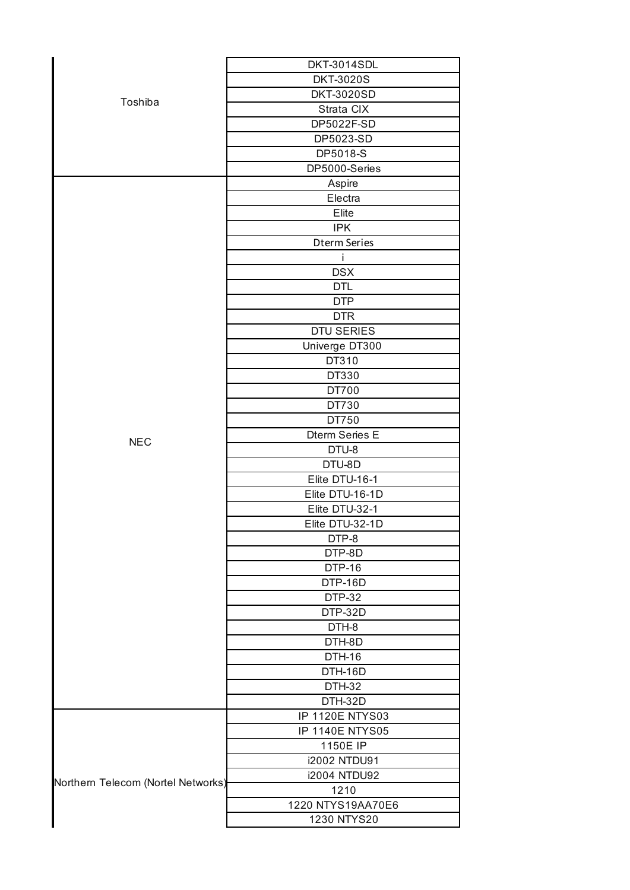| | |
|---|---|
| Toshiba | DKT-3014SDL |
| | DKT-3020S |
| | DKT-3020SD |
| | Strata CIX |
| | DP5022F-SD |
| | DP5023-SD |
| | DP5018-S |
| | DP5000-Series |
| NEC | Aspire |
| | Electra |
| | Elite |
| | IPK |
| | Dterm Series |
| | i |
| | DSX |
| | DTL |
| | DTP |
| | DTR |
| | DTU SERIES |
| | Univerge DT300 |
| | DT310 |
| | DT330 |
| | DT700 |
| | DT730 |
| | DT750 |
| | Dterm Series E |
| | DTU-8 |
| | DTU-8D |
| | Elite DTU-16-1 |
| | Elite DTU-16-1D |
| | Elite DTU-32-1 |
| | Elite DTU-32-1D |
| | DTP-8 |
| | DTP-8D |
| | DTP-16 |
| | DTP-16D |
| | DTP-32 |
| | DTP-32D |
| | DTH-8 |
| | DTH-8D |
| | DTH-16 |
| | DTH-16D |
| | DTH-32 |
| | DTH-32D |
| Northern Telecom (Nortel Networks) | IP 1120E NTYS03 |
| | IP 1140E NTYS05 |
| | 1150E IP |
| | i2002 NTDU91 |
| | i2004 NTDU92 |
| | 1210 |
| | 1220 NTYS19AA70E6 |
| | 1230 NTYS20 |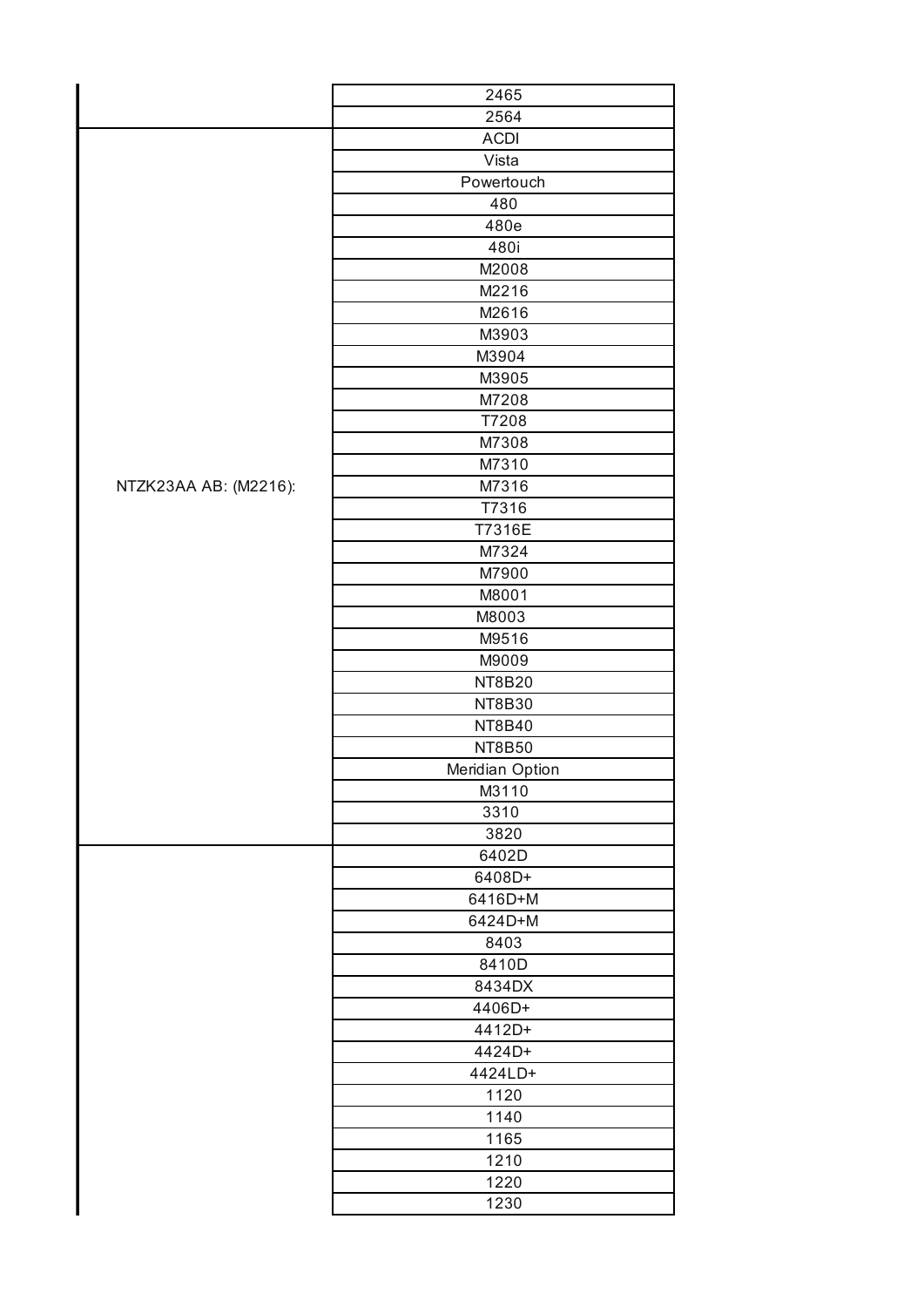| | |
|---|---|
| | 2465 |
| | 2564 |
| NTZK23AA AB: (M2216): | ACDI |
| | Vista |
| | Powertouch |
| | 480 |
| | 480e |
| | 480i |
| | M2008 |
| | M2216 |
| | M2616 |
| | M3903 |
| | M3904 |
| | M3905 |
| | M7208 |
| | T7208 |
| | M7308 |
| | M7310 |
| | M7316 |
| | T7316 |
| | T7316E |
| | M7324 |
| | M7900 |
| | M8001 |
| | M8003 |
| | M9516 |
| | M9009 |
| | NT8B20 |
| | NT8B30 |
| | NT8B40 |
| | NT8B50 |
| | Meridian Option |
| | M3110 |
| | 3310 |
| | 3820 |
| | 6402D |
| | 6408D+ |
| | 6416D+M |
| | 6424D+M |
| | 8403 |
| | 8410D |
| | 8434DX |
| | 4406D+ |
| | 4412D+ |
| | 4424D+ |
| | 4424LD+ |
| | 1120 |
| | 1140 |
| | 1165 |
| | 1210 |
| | 1220 |
| | 1230 |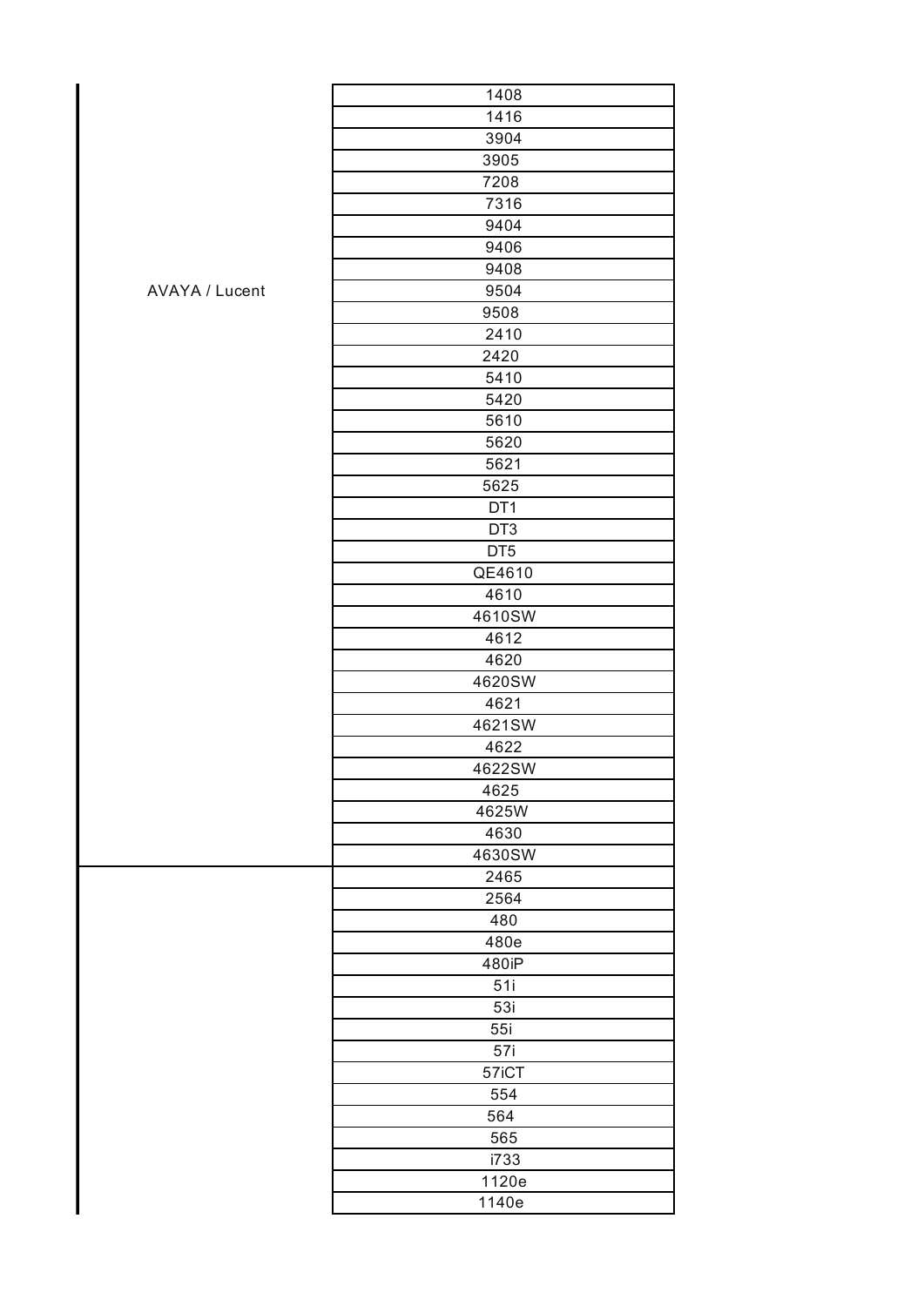| | |
|---|---|
| AVAYA / Lucent | 1408 |
| | 1416 |
| | 3904 |
| | 3905 |
| | 7208 |
| | 7316 |
| | 9404 |
| | 9406 |
| | 9408 |
| | 9504 |
| | 9508 |
| | 2410 |
| | 2420 |
| | 5410 |
| | 5420 |
| | 5610 |
| | 5620 |
| | 5621 |
| | 5625 |
| | DT1 |
| | DT3 |
| | DT5 |
| | QE4610 |
| | 4610 |
| | 4610SW |
| | 4612 |
| | 4620 |
| | 4620SW |
| | 4621 |
| | 4621SW |
| | 4622 |
| | 4622SW |
| | 4625 |
| | 4625W |
| | 4630 |
| | 4630SW |
| | 2465 |
| | 2564 |
| | 480 |
| | 480e |
| | 480iP |
| | 51i |
| | 53i |
| | 55i |
| | 57i |
| | 57iCT |
| | 554 |
| | 564 |
| | 565 |
| | i733 |
| | 1120e |
| | 1140e |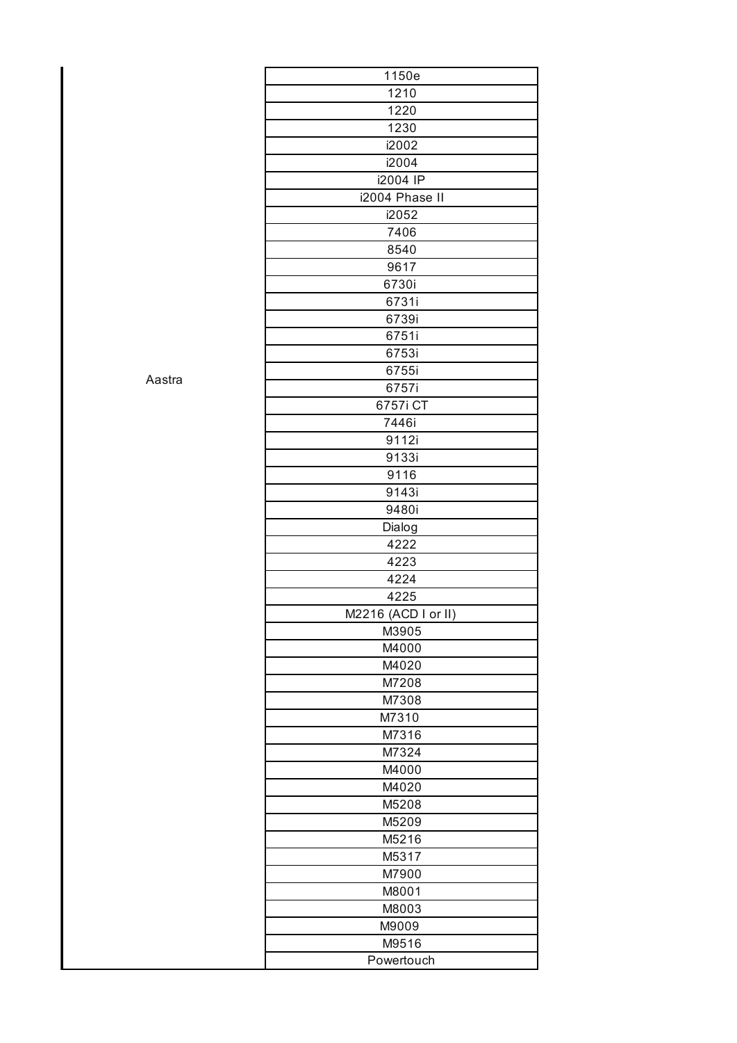| | |
|---|---|
| Aastra | 1150e |
| | 1210 |
| | 1220 |
| | 1230 |
| | i2002 |
| | i2004 |
| | i2004 IP |
| | i2004 Phase II |
| | i2052 |
| | 7406 |
| | 8540 |
| | 9617 |
| | 6730i |
| | 6731i |
| | 6739i |
| | 6751i |
| | 6753i |
| | 6755i |
| | 6757i |
| | 6757i CT |
| | 7446i |
| | 9112i |
| | 9133i |
| | 9116 |
| | 9143i |
| | 9480i |
| | Dialog |
| | 4222 |
| | 4223 |
| | 4224 |
| | 4225 |
| | M2216 (ACD I or II) |
| | M3905 |
| | M4000 |
| | M4020 |
| | M7208 |
| | M7308 |
| | M7310 |
| | M7316 |
| | M7324 |
| | M4000 |
| | M4020 |
| | M5208 |
| | M5209 |
| | M5216 |
| | M5317 |
| | M7900 |
| | M8001 |
| | M8003 |
| | M9009 |
| | M9516 |
| | Powertouch |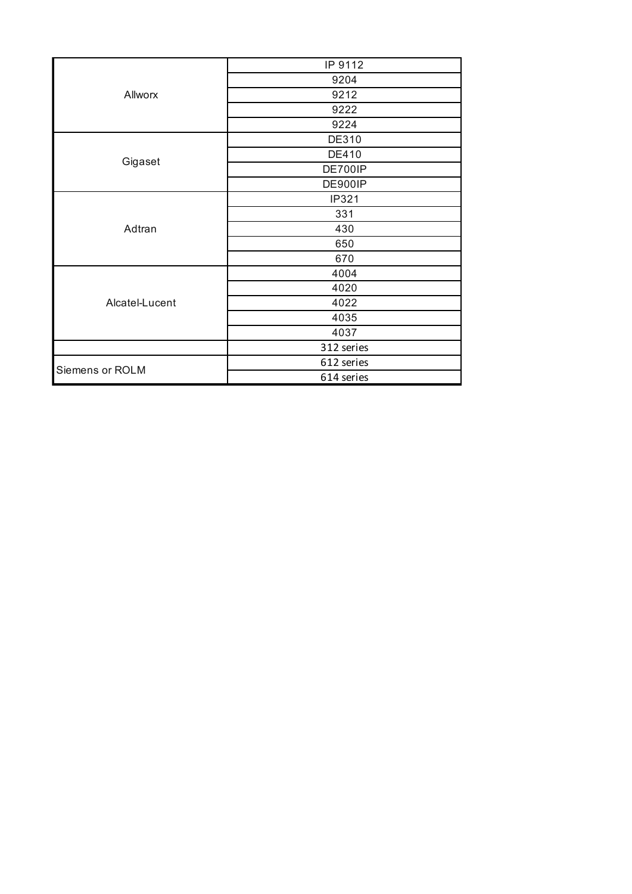| | |
|---|---|
| Allworx | IP 9112 |
| | 9204 |
| | 9212 |
| | 9222 |
| | 9224 |
| Gigaset | DE310 |
| | DE410 |
| | DE700IP |
| | DE900IP |
| Adtran | IP321 |
| | 331 |
| | 430 |
| | 650 |
| | 670 |
| Alcatel-Lucent | 4004 |
| | 4020 |
| | 4022 |
| | 4035 |
| | 4037 |
| | 312 series |
| Siemens or ROLM | 612 series |
| | 614 series |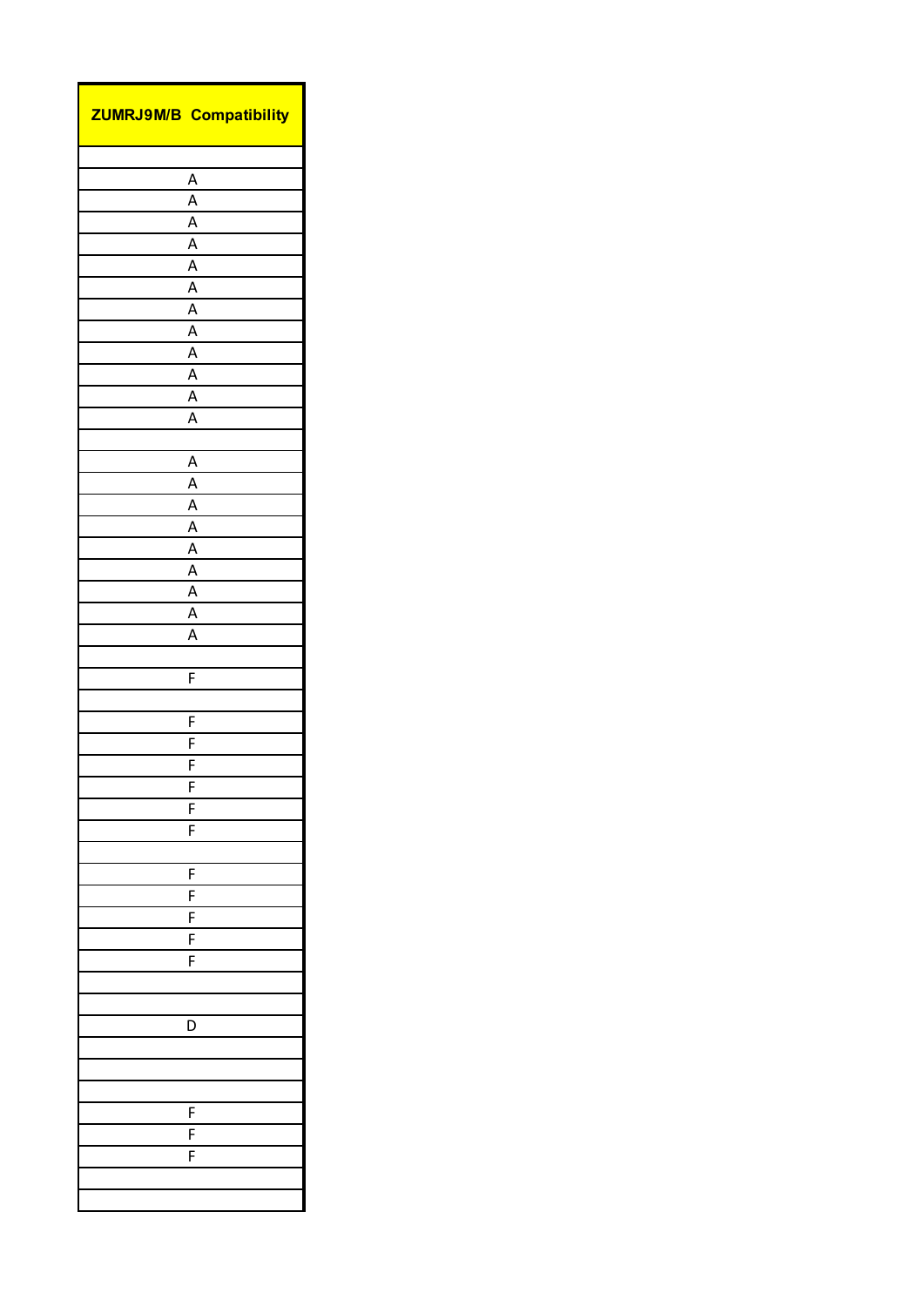| ZUMRJ9M/B Compatibility |
|---|
| |
| A |
| A |
| A |
| A |
| A |
| A |
| A |
| A |
| A |
| A |
| A |
| A |
| |
| A |
| A |
| A |
| A |
| A |
| A |
| A |
| A |
| A |
| |
| F |
| |
| F |
| F |
| F |
| F |
| F |
| F |
| |
| F |
| F |
| F |
| F |
| F |
| |
| |
| D |
| |
| |
| |
| F |
| F |
| F |
| |
| |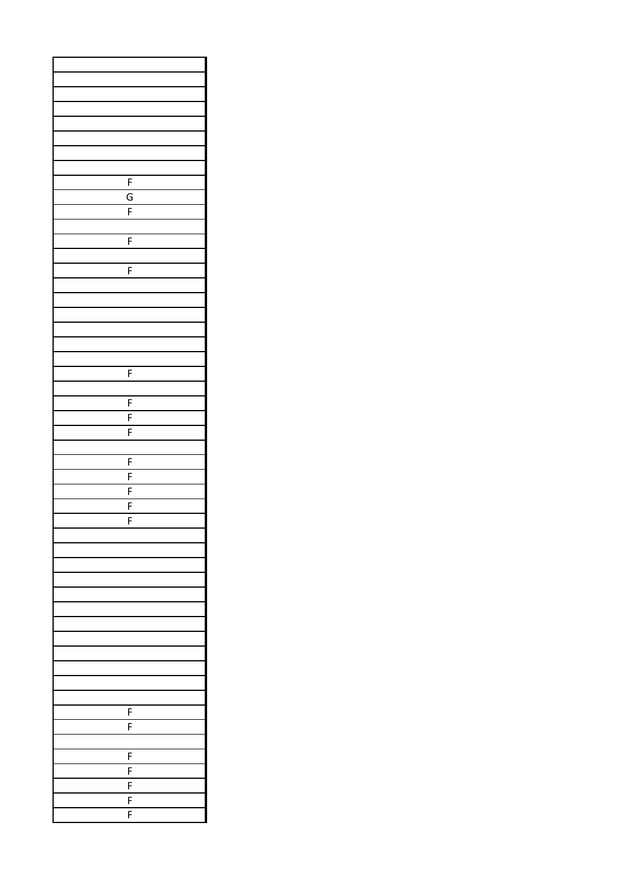| |
|---|
| |
| |
| |
| |
| |
| |
| F |
| G |
| F |
| |
| F |
| |
| F |
| |
| |
| |
| |
| |
| |
| F |
| |
| F |
| F |
| F |
| |
| F |
| F |
| F |
| F |
| F |
| |
| |
| |
| |
| |
| |
| |
| |
| |
| |
| |
| |
| F |
| F |
| |
| F |
| F |
| F |
| F |
| F |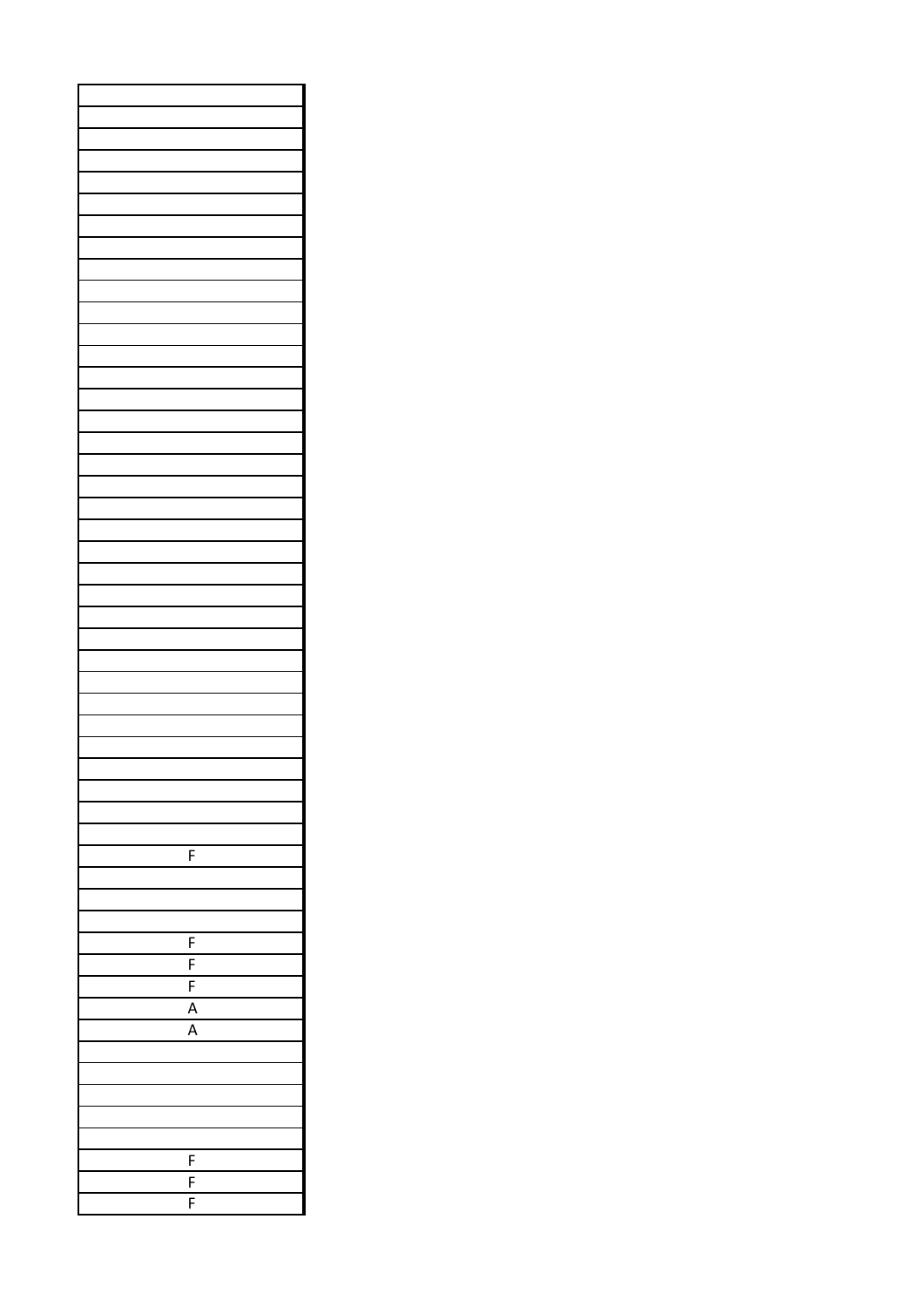| |
|---|
| |
| |
| |
| |
| |
| |
| |
| |
| |
| |
| |
| |
| |
| |
| |
| |
| |
| |
| |
| |
| |
| |
| |
| |
| |
| |
| |
| |
| |
| |
| |
| |
| |
| |
| |
| F |
| |
| |
| |
| F |
| F |
| F |
| A |
| A |
| |
| |
| |
| |
| |
| F |
| F |
| F |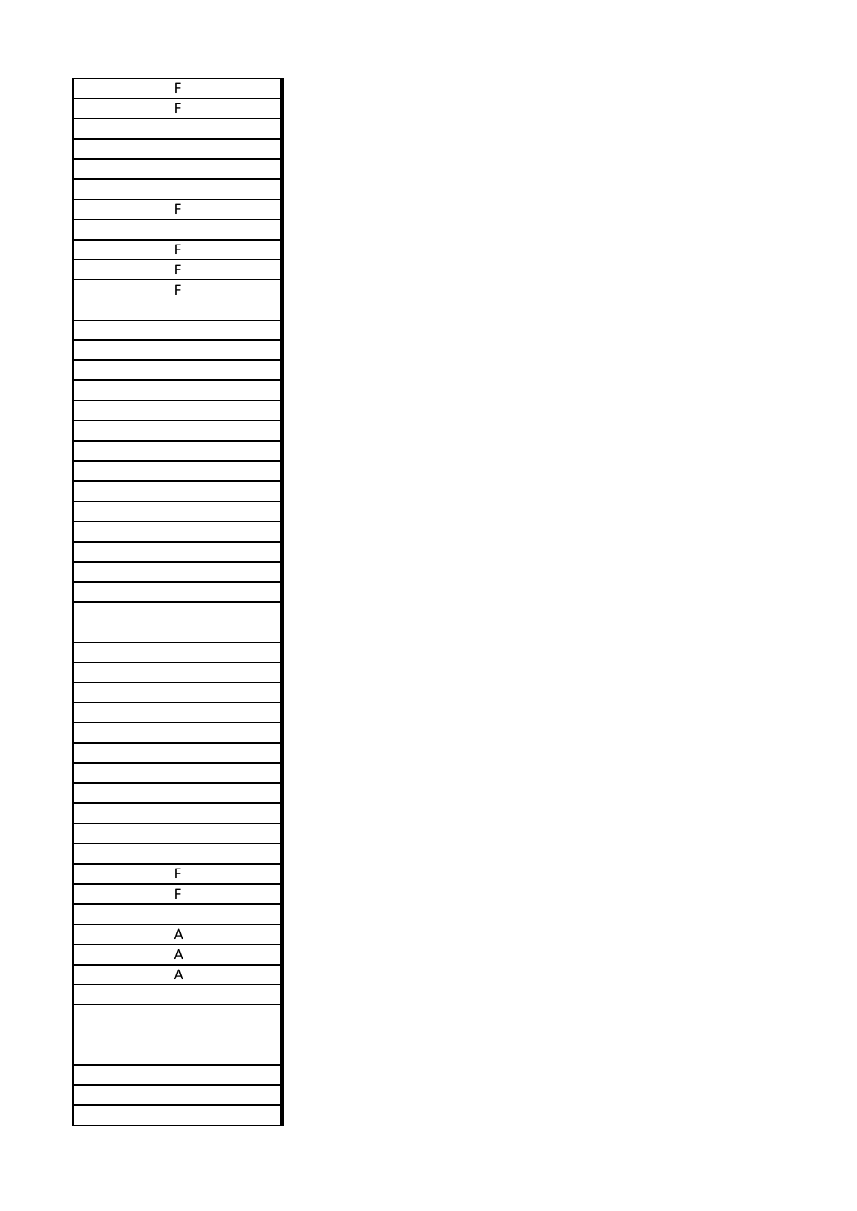| |
|---|
| F |
| F |
| |
| |
| |
| |
| F |
| |
| F |
| F |
| F |
| |
| |
| |
| |
| |
| |
| |
| |
| |
| |
| |
| |
| |
| |
| |
| |
| |
| |
| |
| |
| |
| |
| |
| |
| |
| |
| |
| |
| F |
| F |
| |
| A |
| A |
| A |
| |
| |
| |
| |
| |
| |
| |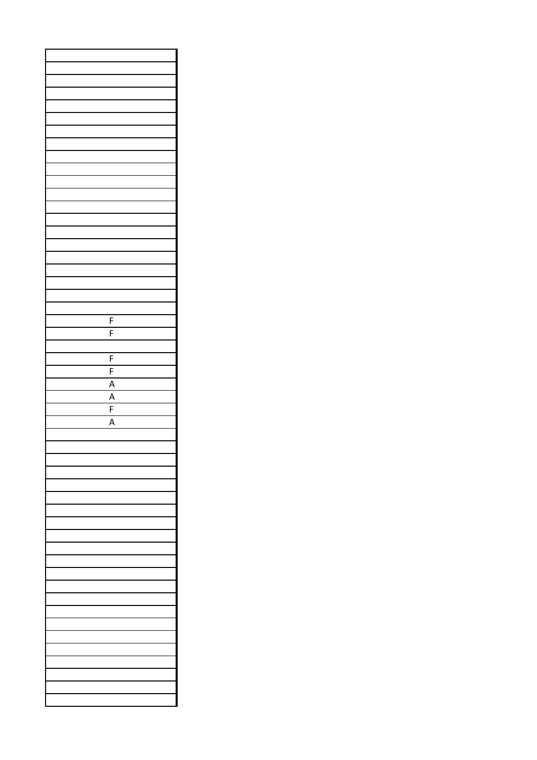| |
|---|
| |
| |
| |
| |
| |
| |
| |
| |
| |
| |
| |
| |
| |
| |
| |
| |
| |
| |
| |
| |
| |
| F |
| F |
| |
| F |
| F |
| A |
| A |
| F |
| A |
| |
| |
| |
| |
| |
| |
| |
| |
| |
| |
| |
| |
| |
| |
| |
| |
| |
| |
| |
| |
| |
| |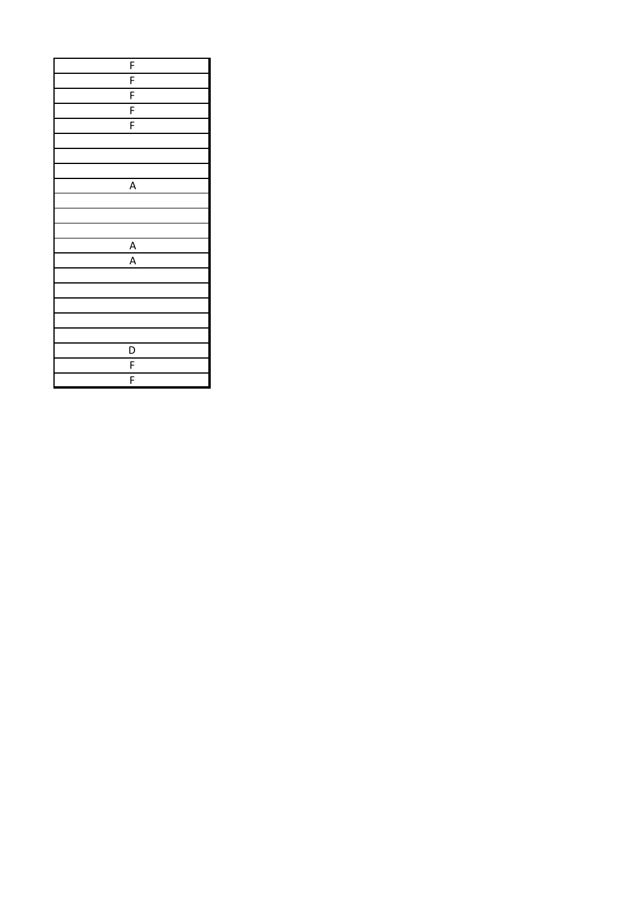| |
|---|
| F |
| F |
| F |
| F |
| F |
| |
| |
| |
| A |
| |
| |
| |
| A |
| A |
| |
| |
| |
| |
| |
| D |
| F |
| F |